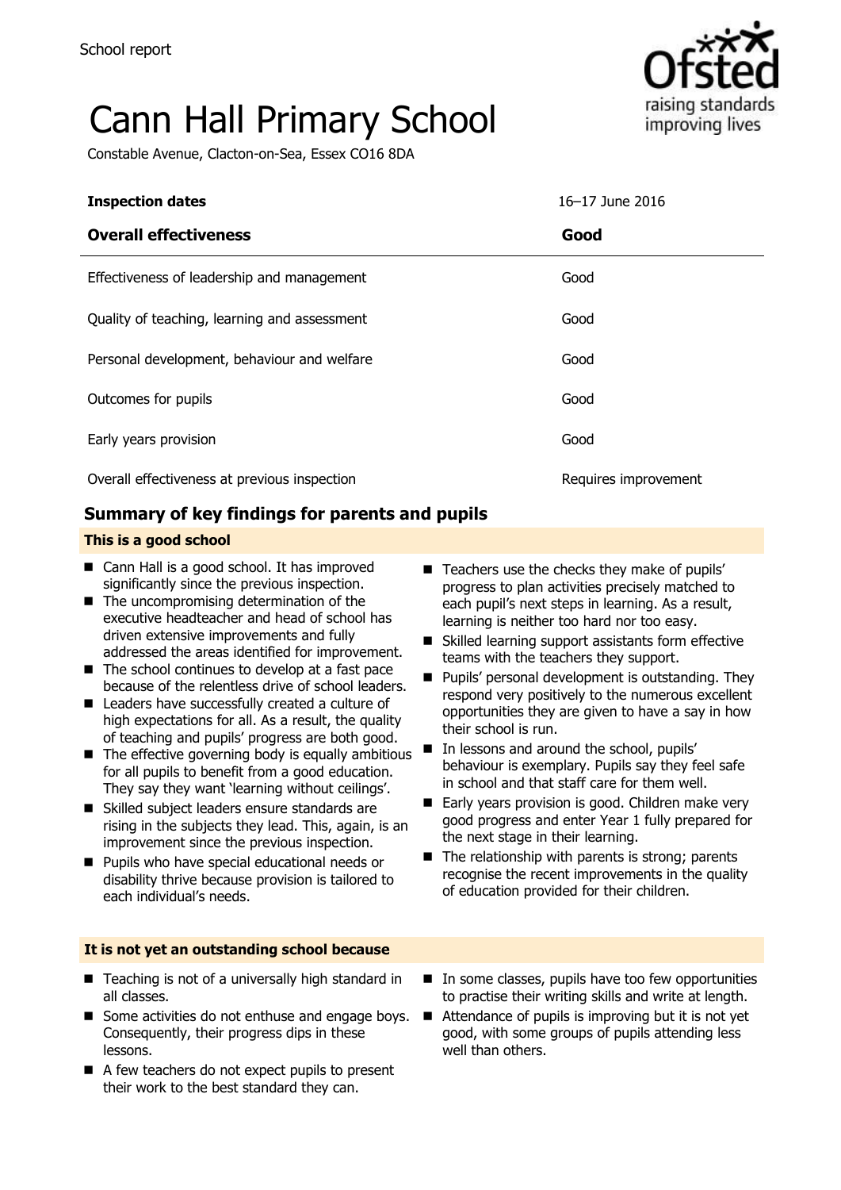School report

# Cann Hall Primary School

Constable Avenue, Clacton-on-Sea, Essex CO16 8DA

| **Inspection dates** | 16–17 June 2016 |
|---|---|
| **Overall effectiveness** | **Good** |
| Effectiveness of leadership and management | Good |
| Quality of teaching, learning and assessment | Good |
| Personal development, behaviour and welfare | Good |
| Outcomes for pupils | Good |
| Early years provision | Good |
| Overall effectiveness at previous inspection | Requires improvement |

## Summary of key findings for parents and pupils

### This is a good school

- Cann Hall is a good school. It has improved significantly since the previous inspection.
- The uncompromising determination of the executive headteacher and head of school has driven extensive improvements and fully addressed the areas identified for improvement.
- The school continues to develop at a fast pace because of the relentless drive of school leaders.
- Leaders have successfully created a culture of high expectations for all. As a result, the quality of teaching and pupils' progress are both good.
- The effective governing body is equally ambitious for all pupils to benefit from a good education. They say they want 'learning without ceilings'.
- Skilled subject leaders ensure standards are rising in the subjects they lead. This, again, is an improvement since the previous inspection.
- Pupils who have special educational needs or disability thrive because provision is tailored to each individual's needs.
- Teachers use the checks they make of pupils' progress to plan activities precisely matched to each pupil's next steps in learning. As a result, learning is neither too hard nor too easy.
- Skilled learning support assistants form effective teams with the teachers they support.
- Pupils' personal development is outstanding. They respond very positively to the numerous excellent opportunities they are given to have a say in how their school is run.
- In lessons and around the school, pupils' behaviour is exemplary. Pupils say they feel safe in school and that staff care for them well.
- Early years provision is good. Children make very good progress and enter Year 1 fully prepared for the next stage in their learning.
- The relationship with parents is strong; parents recognise the recent improvements in the quality of education provided for their children.

### It is not yet an outstanding school because

- Teaching is not of a universally high standard in all classes.
- Some activities do not enthuse and engage boys. Consequently, their progress dips in these lessons.
- A few teachers do not expect pupils to present their work to the best standard they can.
- In some classes, pupils have too few opportunities to practise their writing skills and write at length.
- Attendance of pupils is improving but it is not yet good, with some groups of pupils attending less well than others.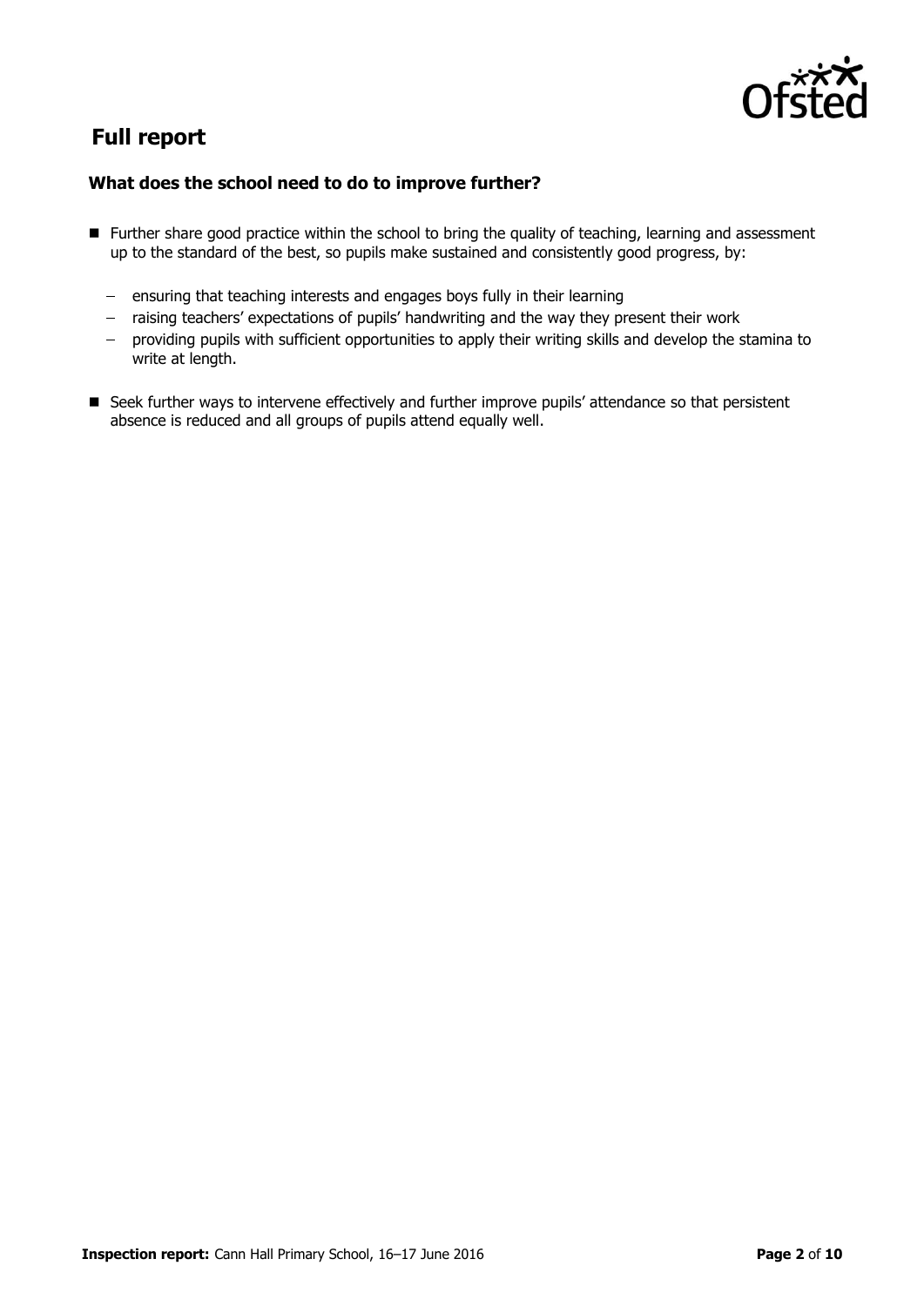## Full report

### What does the school need to do to improve further?

- Further share good practice within the school to bring the quality of teaching, learning and assessment up to the standard of the best, so pupils make sustained and consistently good progress, by:
  - ensuring that teaching interests and engages boys fully in their learning
  - raising teachers' expectations of pupils' handwriting and the way they present their work
  - providing pupils with sufficient opportunities to apply their writing skills and develop the stamina to write at length.
- Seek further ways to intervene effectively and further improve pupils' attendance so that persistent absence is reduced and all groups of pupils attend equally well.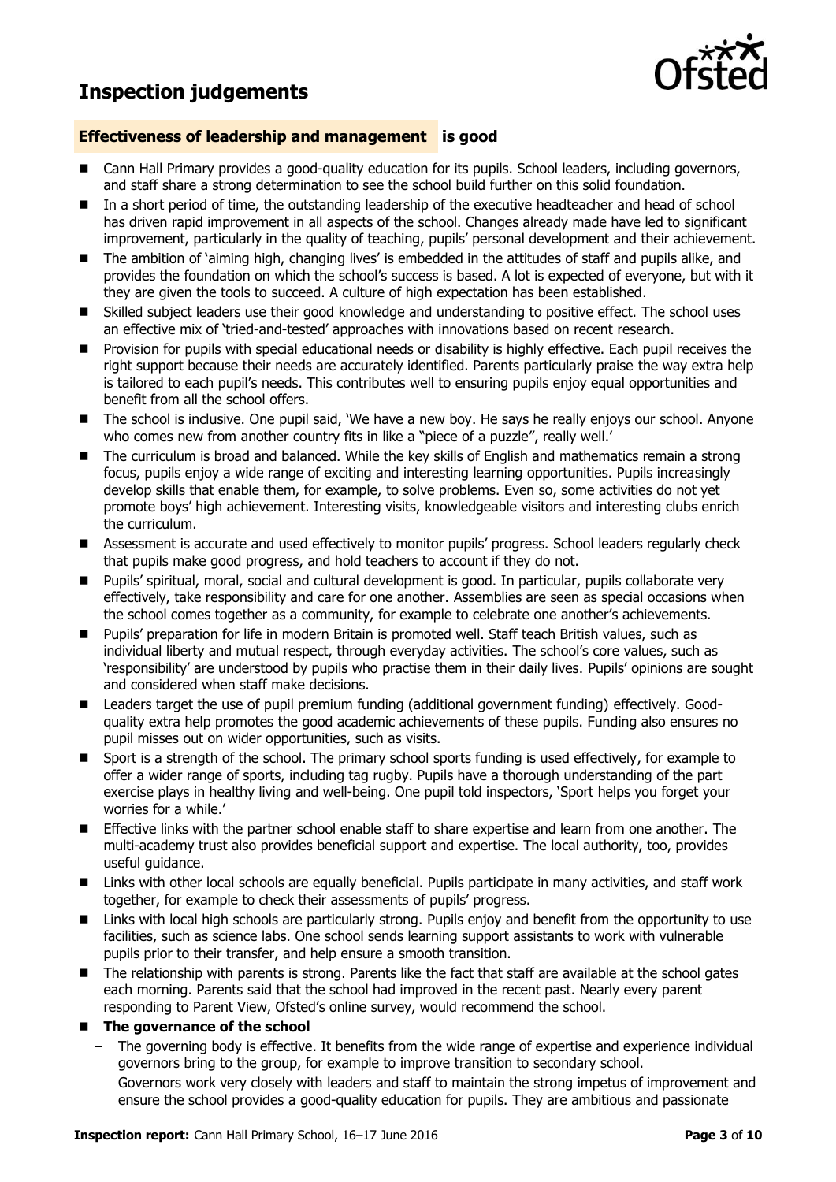# Inspection judgements

## Effectiveness of leadership and management is good

- Cann Hall Primary provides a good-quality education for its pupils. School leaders, including governors, and staff share a strong determination to see the school build further on this solid foundation.
- In a short period of time, the outstanding leadership of the executive headteacher and head of school has driven rapid improvement in all aspects of the school. Changes already made have led to significant improvement, particularly in the quality of teaching, pupils' personal development and their achievement.
- The ambition of 'aiming high, changing lives' is embedded in the attitudes of staff and pupils alike, and provides the foundation on which the school's success is based. A lot is expected of everyone, but with it they are given the tools to succeed. A culture of high expectation has been established.
- Skilled subject leaders use their good knowledge and understanding to positive effect. The school uses an effective mix of 'tried-and-tested' approaches with innovations based on recent research.
- Provision for pupils with special educational needs or disability is highly effective. Each pupil receives the right support because their needs are accurately identified. Parents particularly praise the way extra help is tailored to each pupil's needs. This contributes well to ensuring pupils enjoy equal opportunities and benefit from all the school offers.
- The school is inclusive. One pupil said, 'We have a new boy. He says he really enjoys our school. Anyone who comes new from another country fits in like a "piece of a puzzle", really well.'
- The curriculum is broad and balanced. While the key skills of English and mathematics remain a strong focus, pupils enjoy a wide range of exciting and interesting learning opportunities. Pupils increasingly develop skills that enable them, for example, to solve problems. Even so, some activities do not yet promote boys' high achievement. Interesting visits, knowledgeable visitors and interesting clubs enrich the curriculum.
- Assessment is accurate and used effectively to monitor pupils' progress. School leaders regularly check that pupils make good progress, and hold teachers to account if they do not.
- Pupils' spiritual, moral, social and cultural development is good. In particular, pupils collaborate very effectively, take responsibility and care for one another. Assemblies are seen as special occasions when the school comes together as a community, for example to celebrate one another's achievements.
- Pupils' preparation for life in modern Britain is promoted well. Staff teach British values, such as individual liberty and mutual respect, through everyday activities. The school's core values, such as 'responsibility' are understood by pupils who practise them in their daily lives. Pupils' opinions are sought and considered when staff make decisions.
- Leaders target the use of pupil premium funding (additional government funding) effectively. Good-quality extra help promotes the good academic achievements of these pupils. Funding also ensures no pupil misses out on wider opportunities, such as visits.
- Sport is a strength of the school. The primary school sports funding is used effectively, for example to offer a wider range of sports, including tag rugby. Pupils have a thorough understanding of the part exercise plays in healthy living and well-being. One pupil told inspectors, 'Sport helps you forget your worries for a while.'
- Effective links with the partner school enable staff to share expertise and learn from one another. The multi-academy trust also provides beneficial support and expertise. The local authority, too, provides useful guidance.
- Links with other local schools are equally beneficial. Pupils participate in many activities, and staff work together, for example to check their assessments of pupils' progress.
- Links with local high schools are particularly strong. Pupils enjoy and benefit from the opportunity to use facilities, such as science labs. One school sends learning support assistants to work with vulnerable pupils prior to their transfer, and help ensure a smooth transition.
- The relationship with parents is strong. Parents like the fact that staff are available at the school gates each morning. Parents said that the school had improved in the recent past. Nearly every parent responding to Parent View, Ofsted's online survey, would recommend the school.
- **The governance of the school**
  - The governing body is effective. It benefits from the wide range of expertise and experience individual governors bring to the group, for example to improve transition to secondary school.
  - Governors work very closely with leaders and staff to maintain the strong impetus of improvement and ensure the school provides a good-quality education for pupils. They are ambitious and passionate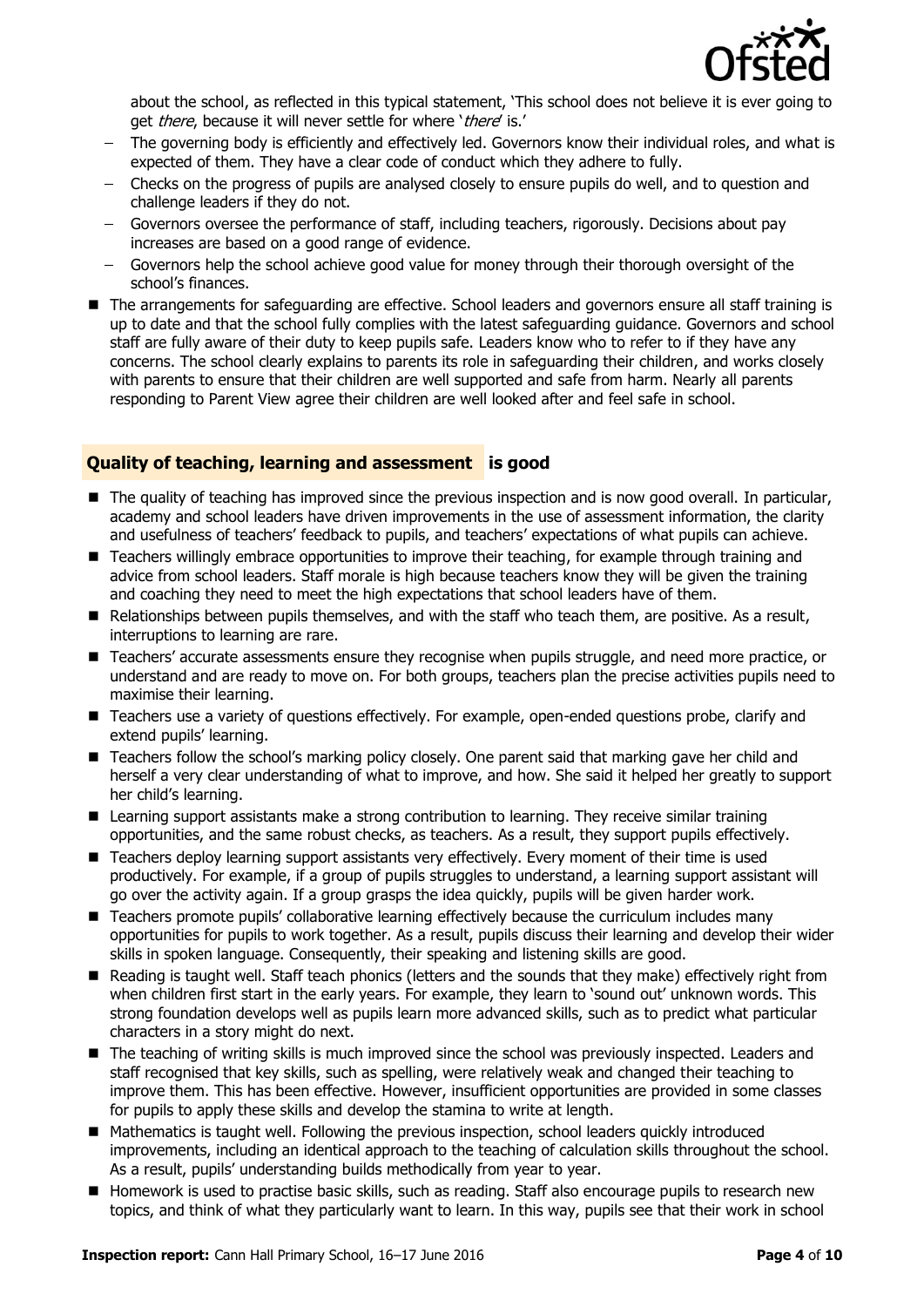about the school, as reflected in this typical statement, 'This school does not believe it is ever going to get *there*, because it will never settle for where '*there*' is.'

- The governing body is efficiently and effectively led. Governors know their individual roles, and what is expected of them. They have a clear code of conduct which they adhere to fully.
- Checks on the progress of pupils are analysed closely to ensure pupils do well, and to question and challenge leaders if they do not.
- Governors oversee the performance of staff, including teachers, rigorously. Decisions about pay increases are based on a good range of evidence.
- Governors help the school achieve good value for money through their thorough oversight of the school's finances.

- The arrangements for safeguarding are effective. School leaders and governors ensure all staff training is up to date and that the school fully complies with the latest safeguarding guidance. Governors and school staff are fully aware of their duty to keep pupils safe. Leaders know who to refer to if they have any concerns. The school clearly explains to parents its role in safeguarding their children, and works closely with parents to ensure that their children are well supported and safe from harm. Nearly all parents responding to Parent View agree their children are well looked after and feel safe in school.

## Quality of teaching, learning and assessment is good

- The quality of teaching has improved since the previous inspection and is now good overall. In particular, academy and school leaders have driven improvements in the use of assessment information, the clarity and usefulness of teachers' feedback to pupils, and teachers' expectations of what pupils can achieve.
- Teachers willingly embrace opportunities to improve their teaching, for example through training and advice from school leaders. Staff morale is high because teachers know they will be given the training and coaching they need to meet the high expectations that school leaders have of them.
- Relationships between pupils themselves, and with the staff who teach them, are positive. As a result, interruptions to learning are rare.
- Teachers' accurate assessments ensure they recognise when pupils struggle, and need more practice, or understand and are ready to move on. For both groups, teachers plan the precise activities pupils need to maximise their learning.
- Teachers use a variety of questions effectively. For example, open-ended questions probe, clarify and extend pupils' learning.
- Teachers follow the school's marking policy closely. One parent said that marking gave her child and herself a very clear understanding of what to improve, and how. She said it helped her greatly to support her child's learning.
- Learning support assistants make a strong contribution to learning. They receive similar training opportunities, and the same robust checks, as teachers. As a result, they support pupils effectively.
- Teachers deploy learning support assistants very effectively. Every moment of their time is used productively. For example, if a group of pupils struggles to understand, a learning support assistant will go over the activity again. If a group grasps the idea quickly, pupils will be given harder work.
- Teachers promote pupils' collaborative learning effectively because the curriculum includes many opportunities for pupils to work together. As a result, pupils discuss their learning and develop their wider skills in spoken language. Consequently, their speaking and listening skills are good.
- Reading is taught well. Staff teach phonics (letters and the sounds that they make) effectively right from when children first start in the early years. For example, they learn to 'sound out' unknown words. This strong foundation develops well as pupils learn more advanced skills, such as to predict what particular characters in a story might do next.
- The teaching of writing skills is much improved since the school was previously inspected. Leaders and staff recognised that key skills, such as spelling, were relatively weak and changed their teaching to improve them. This has been effective. However, insufficient opportunities are provided in some classes for pupils to apply these skills and develop the stamina to write at length.
- Mathematics is taught well. Following the previous inspection, school leaders quickly introduced improvements, including an identical approach to the teaching of calculation skills throughout the school. As a result, pupils' understanding builds methodically from year to year.
- Homework is used to practise basic skills, such as reading. Staff also encourage pupils to research new topics, and think of what they particularly want to learn. In this way, pupils see that their work in school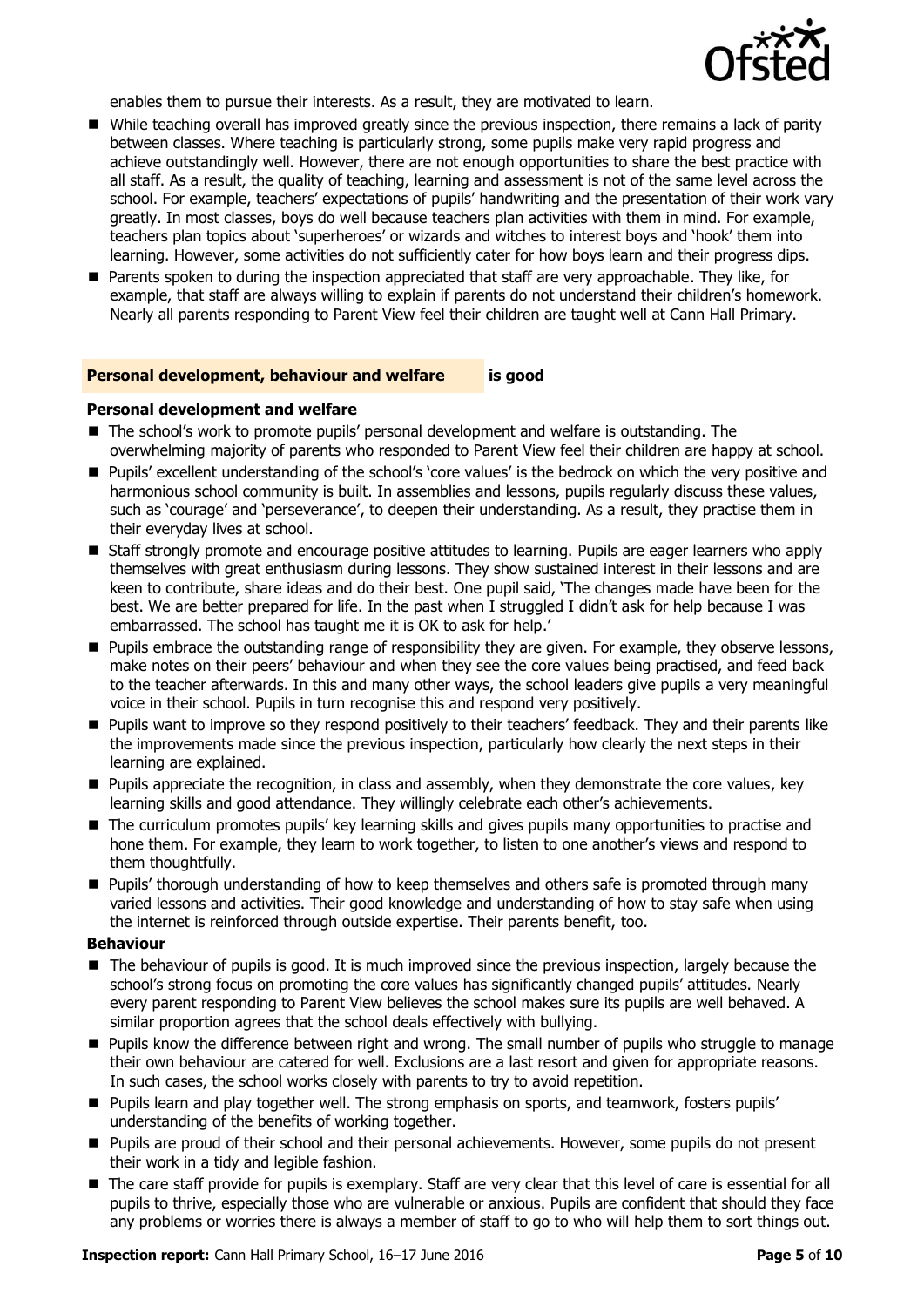enables them to pursue their interests. As a result, they are motivated to learn.

- While teaching overall has improved greatly since the previous inspection, there remains a lack of parity between classes. Where teaching is particularly strong, some pupils make very rapid progress and achieve outstandingly well. However, there are not enough opportunities to share the best practice with all staff. As a result, the quality of teaching, learning and assessment is not of the same level across the school. For example, teachers' expectations of pupils' handwriting and the presentation of their work vary greatly. In most classes, boys do well because teachers plan activities with them in mind. For example, teachers plan topics about 'superheroes' or wizards and witches to interest boys and 'hook' them into learning. However, some activities do not sufficiently cater for how boys learn and their progress dips.
- Parents spoken to during the inspection appreciated that staff are very approachable. They like, for example, that staff are always willing to explain if parents do not understand their children's homework. Nearly all parents responding to Parent View feel their children are taught well at Cann Hall Primary.

## Personal development, behaviour and welfare is good

### Personal development and welfare

- The school's work to promote pupils' personal development and welfare is outstanding. The overwhelming majority of parents who responded to Parent View feel their children are happy at school.
- Pupils' excellent understanding of the school's 'core values' is the bedrock on which the very positive and harmonious school community is built. In assemblies and lessons, pupils regularly discuss these values, such as 'courage' and 'perseverance', to deepen their understanding. As a result, they practise them in their everyday lives at school.
- Staff strongly promote and encourage positive attitudes to learning. Pupils are eager learners who apply themselves with great enthusiasm during lessons. They show sustained interest in their lessons and are keen to contribute, share ideas and do their best. One pupil said, 'The changes made have been for the best. We are better prepared for life. In the past when I struggled I didn't ask for help because I was embarrassed. The school has taught me it is OK to ask for help.'
- Pupils embrace the outstanding range of responsibility they are given. For example, they observe lessons, make notes on their peers' behaviour and when they see the core values being practised, and feed back to the teacher afterwards. In this and many other ways, the school leaders give pupils a very meaningful voice in their school. Pupils in turn recognise this and respond very positively.
- Pupils want to improve so they respond positively to their teachers' feedback. They and their parents like the improvements made since the previous inspection, particularly how clearly the next steps in their learning are explained.
- Pupils appreciate the recognition, in class and assembly, when they demonstrate the core values, key learning skills and good attendance. They willingly celebrate each other's achievements.
- The curriculum promotes pupils' key learning skills and gives pupils many opportunities to practise and hone them. For example, they learn to work together, to listen to one another's views and respond to them thoughtfully.
- Pupils' thorough understanding of how to keep themselves and others safe is promoted through many varied lessons and activities. Their good knowledge and understanding of how to stay safe when using the internet is reinforced through outside expertise. Their parents benefit, too.

### Behaviour

- The behaviour of pupils is good. It is much improved since the previous inspection, largely because the school's strong focus on promoting the core values has significantly changed pupils' attitudes. Nearly every parent responding to Parent View believes the school makes sure its pupils are well behaved. A similar proportion agrees that the school deals effectively with bullying.
- Pupils know the difference between right and wrong. The small number of pupils who struggle to manage their own behaviour are catered for well. Exclusions are a last resort and given for appropriate reasons. In such cases, the school works closely with parents to try to avoid repetition.
- Pupils learn and play together well. The strong emphasis on sports, and teamwork, fosters pupils' understanding of the benefits of working together.
- Pupils are proud of their school and their personal achievements. However, some pupils do not present their work in a tidy and legible fashion.
- The care staff provide for pupils is exemplary. Staff are very clear that this level of care is essential for all pupils to thrive, especially those who are vulnerable or anxious. Pupils are confident that should they face any problems or worries there is always a member of staff to go to who will help them to sort things out.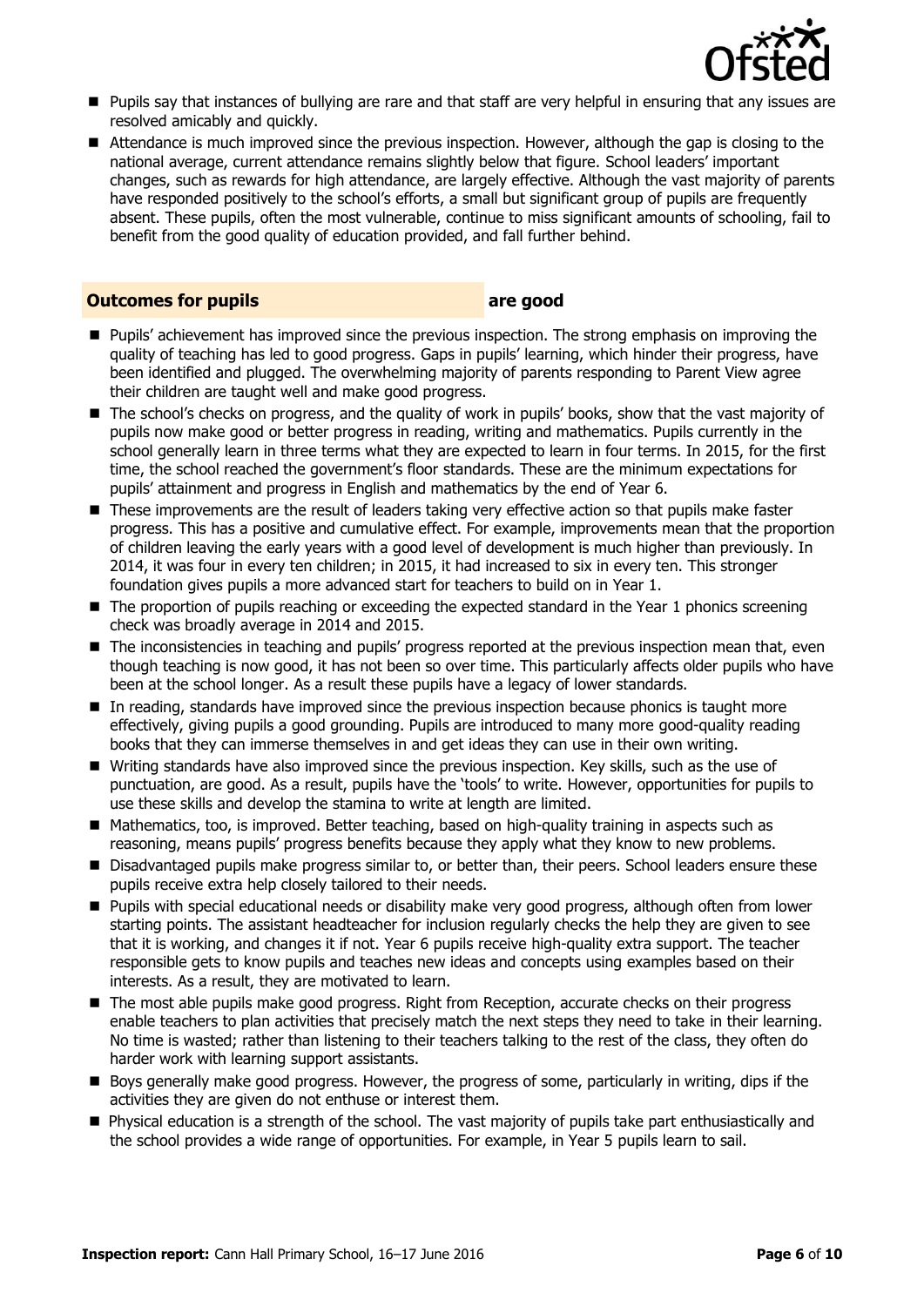- Pupils say that instances of bullying are rare and that staff are very helpful in ensuring that any issues are resolved amicably and quickly.
- Attendance is much improved since the previous inspection. However, although the gap is closing to the national average, current attendance remains slightly below that figure. School leaders' important changes, such as rewards for high attendance, are largely effective. Although the vast majority of parents have responded positively to the school's efforts, a small but significant group of pupils are frequently absent. These pupils, often the most vulnerable, continue to miss significant amounts of schooling, fail to benefit from the good quality of education provided, and fall further behind.

## Outcomes for pupils **are good**

- Pupils' achievement has improved since the previous inspection. The strong emphasis on improving the quality of teaching has led to good progress. Gaps in pupils' learning, which hinder their progress, have been identified and plugged. The overwhelming majority of parents responding to Parent View agree their children are taught well and make good progress.
- The school's checks on progress, and the quality of work in pupils' books, show that the vast majority of pupils now make good or better progress in reading, writing and mathematics. Pupils currently in the school generally learn in three terms what they are expected to learn in four terms. In 2015, for the first time, the school reached the government's floor standards. These are the minimum expectations for pupils' attainment and progress in English and mathematics by the end of Year 6.
- These improvements are the result of leaders taking very effective action so that pupils make faster progress. This has a positive and cumulative effect. For example, improvements mean that the proportion of children leaving the early years with a good level of development is much higher than previously. In 2014, it was four in every ten children; in 2015, it had increased to six in every ten. This stronger foundation gives pupils a more advanced start for teachers to build on in Year 1.
- The proportion of pupils reaching or exceeding the expected standard in the Year 1 phonics screening check was broadly average in 2014 and 2015.
- The inconsistencies in teaching and pupils' progress reported at the previous inspection mean that, even though teaching is now good, it has not been so over time. This particularly affects older pupils who have been at the school longer. As a result these pupils have a legacy of lower standards.
- In reading, standards have improved since the previous inspection because phonics is taught more effectively, giving pupils a good grounding. Pupils are introduced to many more good-quality reading books that they can immerse themselves in and get ideas they can use in their own writing.
- Writing standards have also improved since the previous inspection. Key skills, such as the use of punctuation, are good. As a result, pupils have the 'tools' to write. However, opportunities for pupils to use these skills and develop the stamina to write at length are limited.
- Mathematics, too, is improved. Better teaching, based on high-quality training in aspects such as reasoning, means pupils' progress benefits because they apply what they know to new problems.
- Disadvantaged pupils make progress similar to, or better than, their peers. School leaders ensure these pupils receive extra help closely tailored to their needs.
- Pupils with special educational needs or disability make very good progress, although often from lower starting points. The assistant headteacher for inclusion regularly checks the help they are given to see that it is working, and changes it if not. Year 6 pupils receive high-quality extra support. The teacher responsible gets to know pupils and teaches new ideas and concepts using examples based on their interests. As a result, they are motivated to learn.
- The most able pupils make good progress. Right from Reception, accurate checks on their progress enable teachers to plan activities that precisely match the next steps they need to take in their learning. No time is wasted; rather than listening to their teachers talking to the rest of the class, they often do harder work with learning support assistants.
- Boys generally make good progress. However, the progress of some, particularly in writing, dips if the activities they are given do not enthuse or interest them.
- Physical education is a strength of the school. The vast majority of pupils take part enthusiastically and the school provides a wide range of opportunities. For example, in Year 5 pupils learn to sail.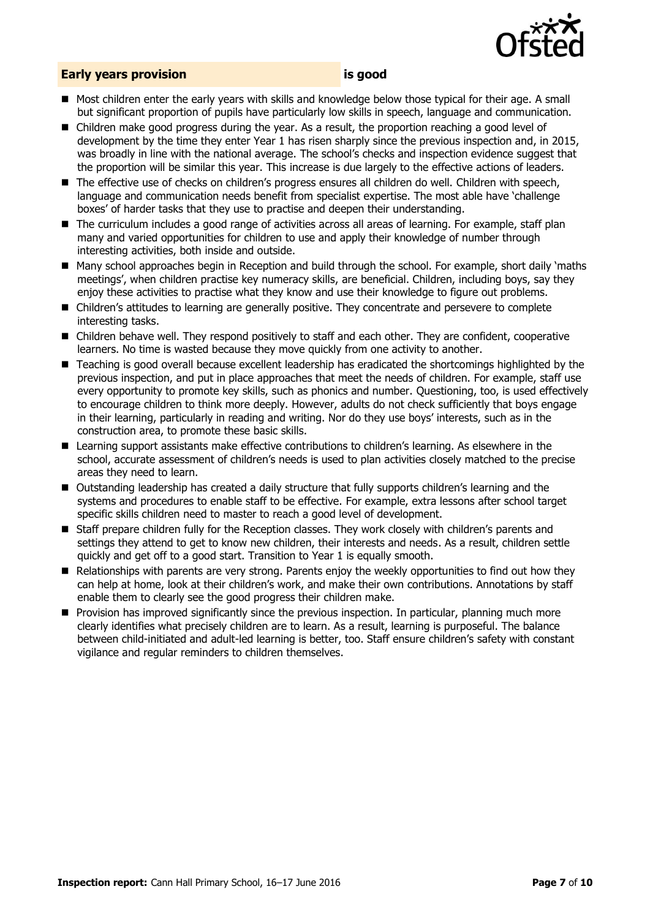## Early years provision is good

- Most children enter the early years with skills and knowledge below those typical for their age. A small but significant proportion of pupils have particularly low skills in speech, language and communication.
- Children make good progress during the year. As a result, the proportion reaching a good level of development by the time they enter Year 1 has risen sharply since the previous inspection and, in 2015, was broadly in line with the national average. The school's checks and inspection evidence suggest that the proportion will be similar this year. This increase is due largely to the effective actions of leaders.
- The effective use of checks on children's progress ensures all children do well. Children with speech, language and communication needs benefit from specialist expertise. The most able have 'challenge boxes' of harder tasks that they use to practise and deepen their understanding.
- The curriculum includes a good range of activities across all areas of learning. For example, staff plan many and varied opportunities for children to use and apply their knowledge of number through interesting activities, both inside and outside.
- Many school approaches begin in Reception and build through the school. For example, short daily 'maths meetings', when children practise key numeracy skills, are beneficial. Children, including boys, say they enjoy these activities to practise what they know and use their knowledge to figure out problems.
- Children's attitudes to learning are generally positive. They concentrate and persevere to complete interesting tasks.
- Children behave well. They respond positively to staff and each other. They are confident, cooperative learners. No time is wasted because they move quickly from one activity to another.
- Teaching is good overall because excellent leadership has eradicated the shortcomings highlighted by the previous inspection, and put in place approaches that meet the needs of children. For example, staff use every opportunity to promote key skills, such as phonics and number. Questioning, too, is used effectively to encourage children to think more deeply. However, adults do not check sufficiently that boys engage in their learning, particularly in reading and writing. Nor do they use boys' interests, such as in the construction area, to promote these basic skills.
- Learning support assistants make effective contributions to children's learning. As elsewhere in the school, accurate assessment of children's needs is used to plan activities closely matched to the precise areas they need to learn.
- Outstanding leadership has created a daily structure that fully supports children's learning and the systems and procedures to enable staff to be effective. For example, extra lessons after school target specific skills children need to master to reach a good level of development.
- Staff prepare children fully for the Reception classes. They work closely with children's parents and settings they attend to get to know new children, their interests and needs. As a result, children settle quickly and get off to a good start. Transition to Year 1 is equally smooth.
- Relationships with parents are very strong. Parents enjoy the weekly opportunities to find out how they can help at home, look at their children's work, and make their own contributions. Annotations by staff enable them to clearly see the good progress their children make.
- Provision has improved significantly since the previous inspection. In particular, planning much more clearly identifies what precisely children are to learn. As a result, learning is purposeful. The balance between child-initiated and adult-led learning is better, too. Staff ensure children's safety with constant vigilance and regular reminders to children themselves.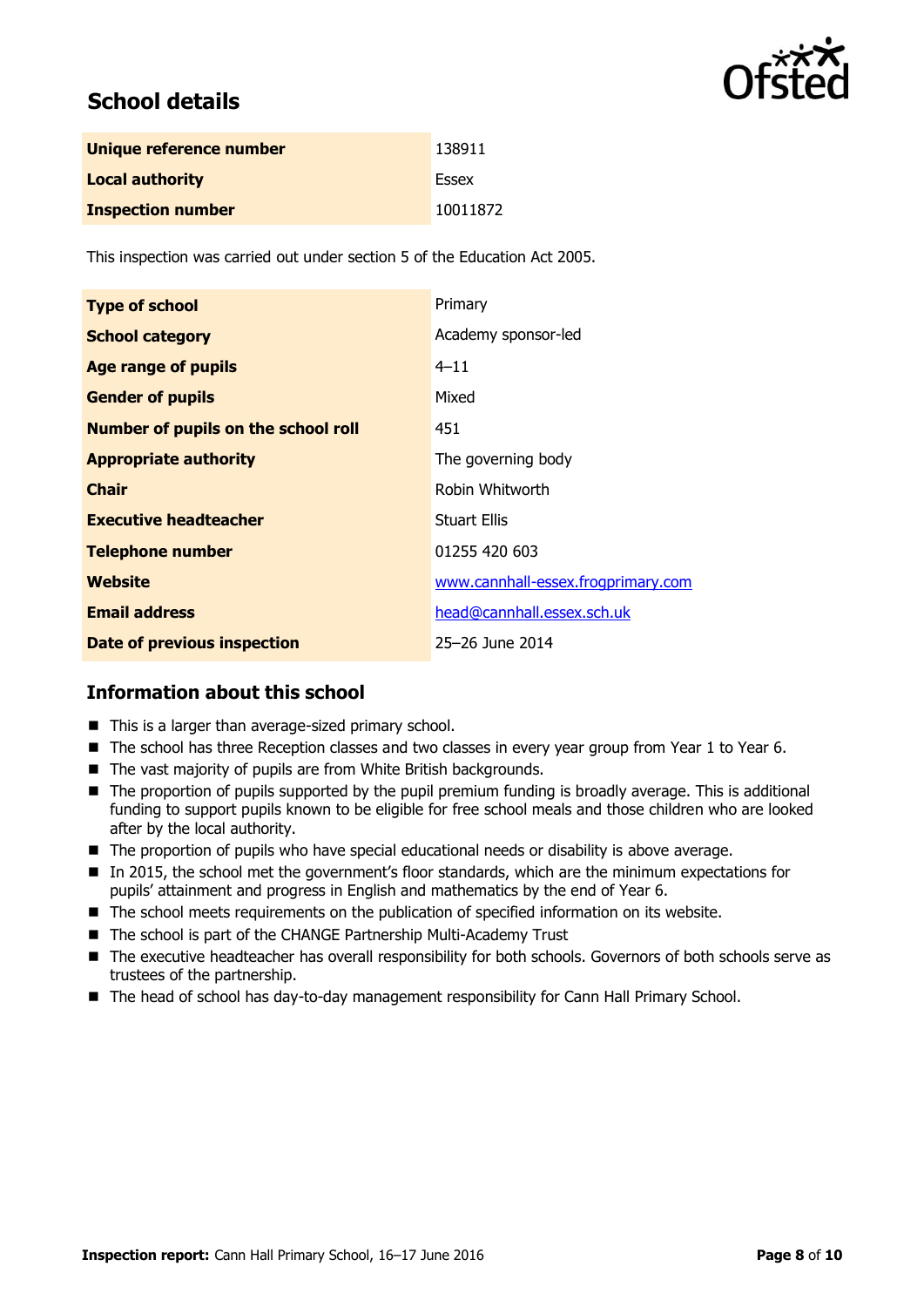## School details

| Unique reference number | 138911 |
|---|---|
| Local authority | Essex |
| Inspection number | 10011872 |

This inspection was carried out under section 5 of the Education Act 2005.

| Type of school | Primary |
|---|---|
| School category | Academy sponsor-led |
| Age range of pupils | 4–11 |
| Gender of pupils | Mixed |
| Number of pupils on the school roll | 451 |
| Appropriate authority | The governing body |
| Chair | Robin Whitworth |
| Executive headteacher | Stuart Ellis |
| Telephone number | 01255 420 603 |
| Website | www.cannhall-essex.frogprimary.com |
| Email address | head@cannhall.essex.sch.uk |
| Date of previous inspection | 25–26 June 2014 |

## Information about this school

- This is a larger than average-sized primary school.
- The school has three Reception classes and two classes in every year group from Year 1 to Year 6.
- The vast majority of pupils are from White British backgrounds.
- The proportion of pupils supported by the pupil premium funding is broadly average. This is additional funding to support pupils known to be eligible for free school meals and those children who are looked after by the local authority.
- The proportion of pupils who have special educational needs or disability is above average.
- In 2015, the school met the government's floor standards, which are the minimum expectations for pupils' attainment and progress in English and mathematics by the end of Year 6.
- The school meets requirements on the publication of specified information on its website.
- The school is part of the CHANGE Partnership Multi-Academy Trust
- The executive headteacher has overall responsibility for both schools. Governors of both schools serve as trustees of the partnership.
- The head of school has day-to-day management responsibility for Cann Hall Primary School.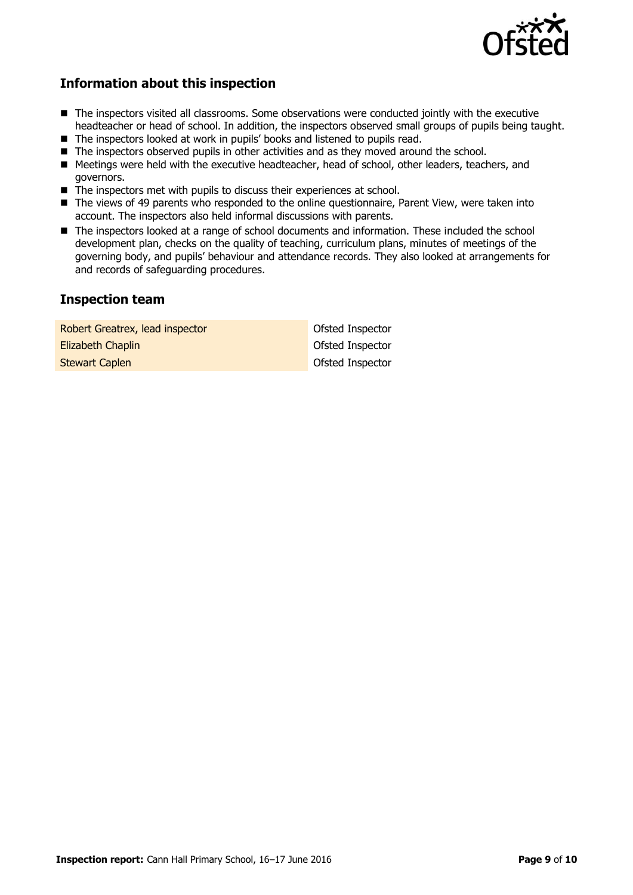## Information about this inspection

- The inspectors visited all classrooms. Some observations were conducted jointly with the executive headteacher or head of school. In addition, the inspectors observed small groups of pupils being taught.
- The inspectors looked at work in pupils' books and listened to pupils read.
- The inspectors observed pupils in other activities and as they moved around the school.
- Meetings were held with the executive headteacher, head of school, other leaders, teachers, and governors.
- The inspectors met with pupils to discuss their experiences at school.
- The views of 49 parents who responded to the online questionnaire, Parent View, were taken into account. The inspectors also held informal discussions with parents.
- The inspectors looked at a range of school documents and information. These included the school development plan, checks on the quality of teaching, curriculum plans, minutes of meetings of the governing body, and pupils' behaviour and attendance records. They also looked at arrangements for and records of safeguarding procedures.

## Inspection team

| | |
|---|---|
| Robert Greatrex, lead inspector | Ofsted Inspector |
| Elizabeth Chaplin | Ofsted Inspector |
| Stewart Caplen | Ofsted Inspector |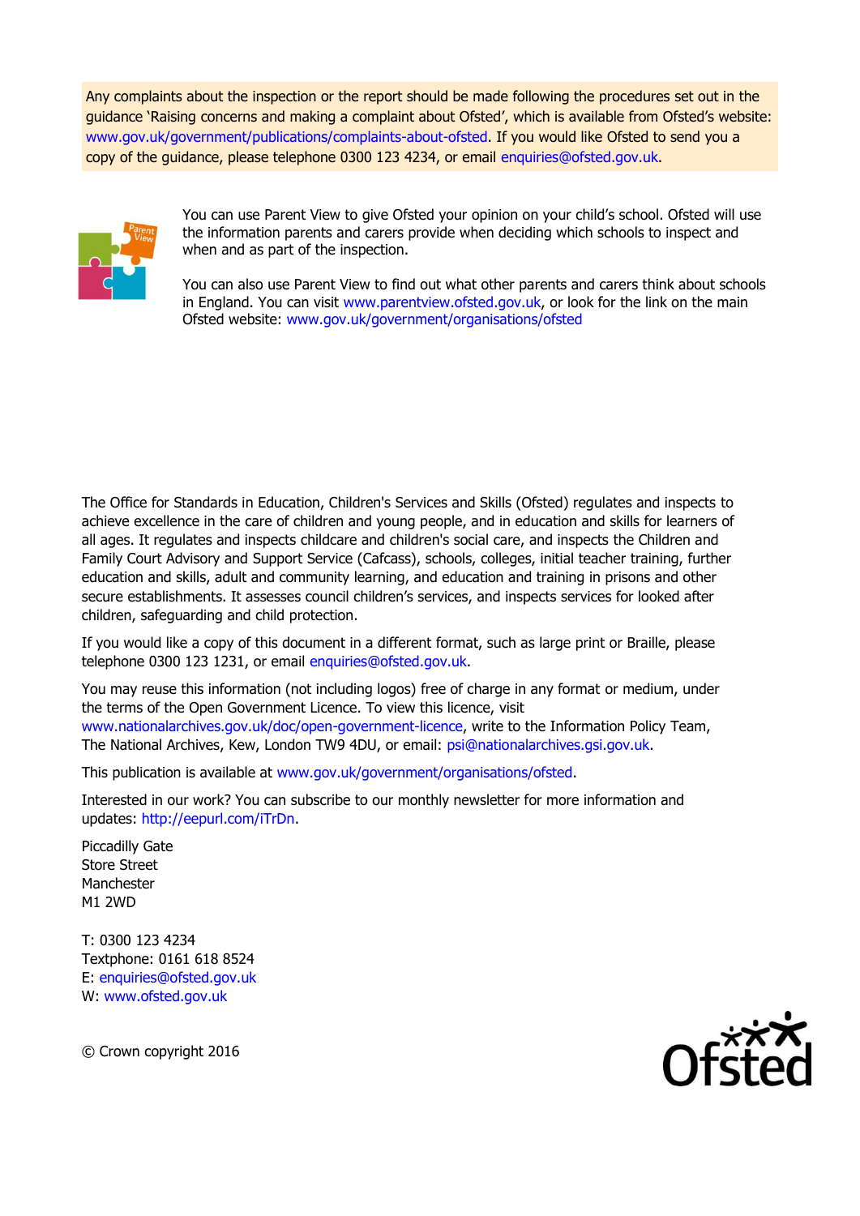Any complaints about the inspection or the report should be made following the procedures set out in the guidance 'Raising concerns and making a complaint about Ofsted', which is available from Ofsted's website: www.gov.uk/government/publications/complaints-about-ofsted. If you would like Ofsted to send you a copy of the guidance, please telephone 0300 123 4234, or email enquiries@ofsted.gov.uk.

You can use Parent View to give Ofsted your opinion on your child's school. Ofsted will use the information parents and carers provide when deciding which schools to inspect and when and as part of the inspection.

You can also use Parent View to find out what other parents and carers think about schools in England. You can visit www.parentview.ofsted.gov.uk, or look for the link on the main Ofsted website: www.gov.uk/government/organisations/ofsted

The Office for Standards in Education, Children's Services and Skills (Ofsted) regulates and inspects to achieve excellence in the care of children and young people, and in education and skills for learners of all ages. It regulates and inspects childcare and children's social care, and inspects the Children and Family Court Advisory and Support Service (Cafcass), schools, colleges, initial teacher training, further education and skills, adult and community learning, and education and training in prisons and other secure establishments. It assesses council children's services, and inspects services for looked after children, safeguarding and child protection.

If you would like a copy of this document in a different format, such as large print or Braille, please telephone 0300 123 1231, or email enquiries@ofsted.gov.uk.

You may reuse this information (not including logos) free of charge in any format or medium, under the terms of the Open Government Licence. To view this licence, visit www.nationalarchives.gov.uk/doc/open-government-licence, write to the Information Policy Team, The National Archives, Kew, London TW9 4DU, or email: psi@nationalarchives.gsi.gov.uk.

This publication is available at www.gov.uk/government/organisations/ofsted.

Interested in our work? You can subscribe to our monthly newsletter for more information and updates: http://eepurl.com/iTrDn.

Piccadilly Gate
Store Street
Manchester
M1 2WD

T: 0300 123 4234
Textphone: 0161 618 8524
E: enquiries@ofsted.gov.uk
W: www.ofsted.gov.uk

© Crown copyright 2016